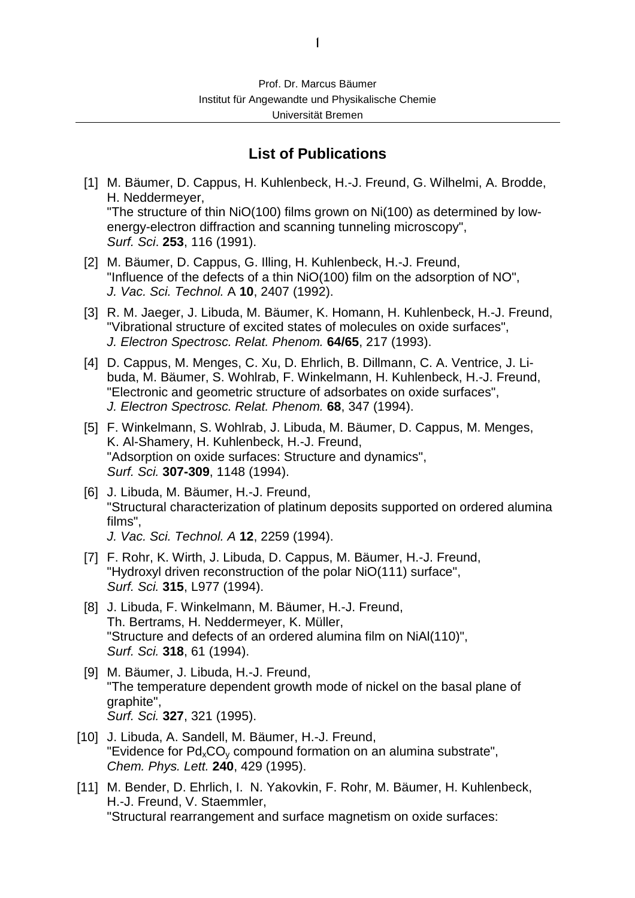Prof. Dr. Marcus Bäumer
Institut für Angewandte und Physikalische Chemie
Universität Bremen

## List of Publications

[1] M. Bäumer, D. Cappus, H. Kuhlenbeck, H.-J. Freund, G. Wilhelmi, A. Brodde, H. Neddermeyer,
"The structure of thin NiO(100) films grown on Ni(100) as determined by low-energy-electron diffraction and scanning tunneling microscopy",
*Surf. Sci*. **253**, 116 (1991).

[2] M. Bäumer, D. Cappus, G. Illing, H. Kuhlenbeck, H.-J. Freund,
"Influence of the defects of a thin NiO(100) film on the adsorption of NO",
*J. Vac. Sci. Technol.* A **10**, 2407 (1992).

[3] R. M. Jaeger, J. Libuda, M. Bäumer, K. Homann, H. Kuhlenbeck, H.-J. Freund,
"Vibrational structure of excited states of molecules on oxide surfaces",
*J. Electron Spectrosc. Relat. Phenom.* **64/65**, 217 (1993).

[4] D. Cappus, M. Menges, C. Xu, D. Ehrlich, B. Dillmann, C. A. Ventrice, J. Libuda, M. Bäumer, S. Wohlrab, F. Winkelmann, H. Kuhlenbeck, H.-J. Freund,
"Electronic and geometric structure of adsorbates on oxide surfaces",
*J. Electron Spectrosc. Relat. Phenom.* **68**, 347 (1994).

[5] F. Winkelmann, S. Wohlrab, J. Libuda, M. Bäumer, D. Cappus, M. Menges, K. Al-Shamery, H. Kuhlenbeck, H.-J. Freund,
"Adsorption on oxide surfaces: Structure and dynamics",
*Surf. Sci.* **307-309**, 1148 (1994).

[6] J. Libuda, M. Bäumer, H.-J. Freund,
"Structural characterization of platinum deposits supported on ordered alumina films",
*J. Vac. Sci. Technol. A* **12**, 2259 (1994).

[7] F. Rohr, K. Wirth, J. Libuda, D. Cappus, M. Bäumer, H.-J. Freund,
"Hydroxyl driven reconstruction of the polar NiO(111) surface",
*Surf. Sci.* **315**, L977 (1994).

[8] J. Libuda, F. Winkelmann, M. Bäumer, H.-J. Freund, Th. Bertrams, H. Neddermeyer, K. Müller,
"Structure and defects of an ordered alumina film on NiAl(110)",
*Surf. Sci.* **318**, 61 (1994).

[9] M. Bäumer, J. Libuda, H.-J. Freund,
"The temperature dependent growth mode of nickel on the basal plane of graphite",
*Surf. Sci.* **327**, 321 (1995).

[10] J. Libuda, A. Sandell, M. Bäumer, H.-J. Freund,
"Evidence for $Pd_xCO_y$ compound formation on an alumina substrate",
*Chem. Phys. Lett.* **240**, 429 (1995).

[11] M. Bender, D. Ehrlich, I. N. Yakovkin, F. Rohr, M. Bäumer, H. Kuhlenbeck, H.-J. Freund, V. Staemmler,
"Structural rearrangement and surface magnetism on oxide surfaces: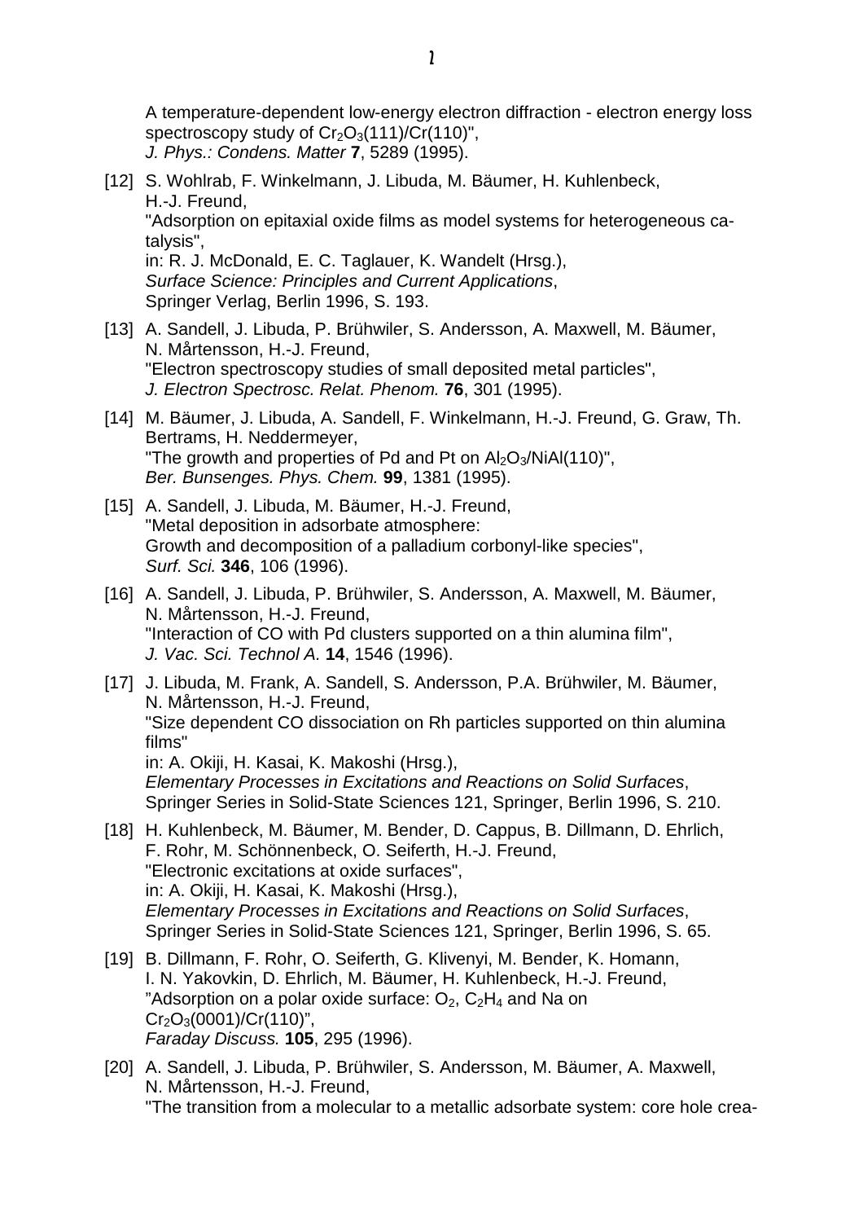A temperature-dependent low-energy electron diffraction - electron energy loss spectroscopy study of $Cr_2O_3$(111)/Cr(110)",
*J. Phys.: Condens. Matter* **7**, 5289 (1995).

[12] S. Wohlrab, F. Winkelmann, J. Libuda, M. Bäumer, H. Kuhlenbeck, H.-J. Freund,
"Adsorption on epitaxial oxide films as model systems for heterogeneous catalysis",
in: R. J. McDonald, E. C. Taglauer, K. Wandelt (Hrsg.),
*Surface Science: Principles and Current Applications*,
Springer Verlag, Berlin 1996, S. 193.

[13] A. Sandell, J. Libuda, P. Brühwiler, S. Andersson, A. Maxwell, M. Bäumer, N. Mårtensson, H.-J. Freund,
"Electron spectroscopy studies of small deposited metal particles",
*J. Electron Spectrosc. Relat. Phenom.* **76**, 301 (1995).

[14] M. Bäumer, J. Libuda, A. Sandell, F. Winkelmann, H.-J. Freund, G. Graw, Th. Bertrams, H. Neddermeyer,
"The growth and properties of Pd and Pt on $Al_2O_3$/NiAl(110)",
*Ber. Bunsenges. Phys. Chem.* **99**, 1381 (1995).

[15] A. Sandell, J. Libuda, M. Bäumer, H.-J. Freund,
"Metal deposition in adsorbate atmosphere:
Growth and decomposition of a palladium corbonyl-like species",
*Surf. Sci.* **346**, 106 (1996).

[16] A. Sandell, J. Libuda, P. Brühwiler, S. Andersson, A. Maxwell, M. Bäumer, N. Mårtensson, H.-J. Freund,
"Interaction of CO with Pd clusters supported on a thin alumina film",
*J. Vac. Sci. Technol A.* **14**, 1546 (1996).

[17] J. Libuda, M. Frank, A. Sandell, S. Andersson, P.A. Brühwiler, M. Bäumer, N. Mårtensson, H.-J. Freund,
"Size dependent CO dissociation on Rh particles supported on thin alumina films"
in: A. Okiji, H. Kasai, K. Makoshi (Hrsg.),
*Elementary Processes in Excitations and Reactions on Solid Surfaces*,
Springer Series in Solid-State Sciences 121, Springer, Berlin 1996, S. 210.

[18] H. Kuhlenbeck, M. Bäumer, M. Bender, D. Cappus, B. Dillmann, D. Ehrlich, F. Rohr, M. Schönnenbeck, O. Seiferth, H.-J. Freund,
"Electronic excitations at oxide surfaces",
in: A. Okiji, H. Kasai, K. Makoshi (Hrsg.),
*Elementary Processes in Excitations and Reactions on Solid Surfaces*,
Springer Series in Solid-State Sciences 121, Springer, Berlin 1996, S. 65.

[19] B. Dillmann, F. Rohr, O. Seiferth, G. Klivenyi, M. Bender, K. Homann, I. N. Yakovkin, D. Ehrlich, M. Bäumer, H. Kuhlenbeck, H.-J. Freund,
"Adsorption on a polar oxide surface: $O_2$, $C_2H_4$ and Na on $Cr_2O_3$(0001)/Cr(110)",
*Faraday Discuss.* **105**, 295 (1996).

[20] A. Sandell, J. Libuda, P. Brühwiler, S. Andersson, M. Bäumer, A. Maxwell, N. Mårtensson, H.-J. Freund,
"The transition from a molecular to a metallic adsorbate system: core hole crea-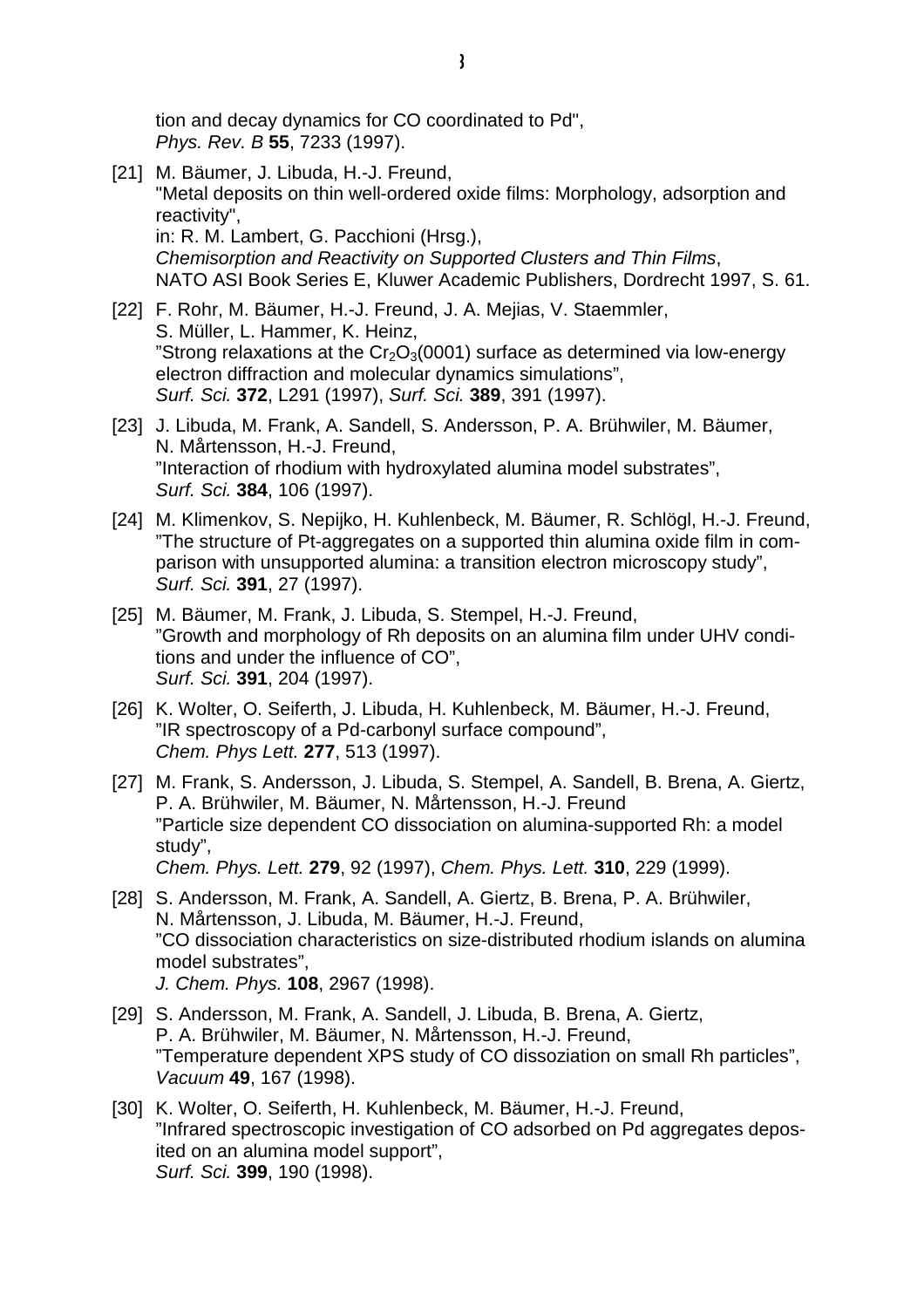tion and decay dynamics for CO coordinated to Pd",
*Phys. Rev. B* **55**, 7233 (1997).

[21] M. Bäumer, J. Libuda, H.-J. Freund,
"Metal deposits on thin well-ordered oxide films: Morphology, adsorption and reactivity",
in: R. M. Lambert, G. Pacchioni (Hrsg.),
*Chemisorption and Reactivity on Supported Clusters and Thin Films*,
NATO ASI Book Series E, Kluwer Academic Publishers, Dordrecht 1997, S. 61.

[22] F. Rohr, M. Bäumer, H.-J. Freund, J. A. Mejias, V. Staemmler, S. Müller, L. Hammer, K. Heinz,
"Strong relaxations at the $Cr_2O_3$(0001) surface as determined via low-energy electron diffraction and molecular dynamics simulations",
*Surf. Sci.* **372**, L291 (1997), *Surf. Sci.* **389**, 391 (1997).

[23] J. Libuda, M. Frank, A. Sandell, S. Andersson, P. A. Brühwiler, M. Bäumer, N. Mårtensson, H.-J. Freund,
"Interaction of rhodium with hydroxylated alumina model substrates",
*Surf. Sci.* **384**, 106 (1997).

[24] M. Klimenkov, S. Nepijko, H. Kuhlenbeck, M. Bäumer, R. Schlögl, H.-J. Freund,
"The structure of Pt-aggregates on a supported thin alumina oxide film in comparison with unsupported alumina: a transition electron microscopy study",
*Surf. Sci.* **391**, 27 (1997).

[25] M. Bäumer, M. Frank, J. Libuda, S. Stempel, H.-J. Freund,
"Growth and morphology of Rh deposits on an alumina film under UHV conditions and under the influence of CO",
*Surf. Sci.* **391**, 204 (1997).

[26] K. Wolter, O. Seiferth, J. Libuda, H. Kuhlenbeck, M. Bäumer, H.-J. Freund,
"IR spectroscopy of a Pd-carbonyl surface compound",
*Chem. Phys Lett.* **277**, 513 (1997).

[27] M. Frank, S. Andersson, J. Libuda, S. Stempel, A. Sandell, B. Brena, A. Giertz, P. A. Brühwiler, M. Bäumer, N. Mårtensson, H.-J. Freund
"Particle size dependent CO dissociation on alumina-supported Rh: a model study",
*Chem. Phys. Lett.* **279**, 92 (1997), *Chem. Phys. Lett.* **310**, 229 (1999).

[28] S. Andersson, M. Frank, A. Sandell, A. Giertz, B. Brena, P. A. Brühwiler, N. Mårtensson, J. Libuda, M. Bäumer, H.-J. Freund,
"CO dissociation characteristics on size-distributed rhodium islands on alumina model substrates",
*J. Chem. Phys.* **108**, 2967 (1998).

[29] S. Andersson, M. Frank, A. Sandell, J. Libuda, B. Brena, A. Giertz, P. A. Brühwiler, M. Bäumer, N. Mårtensson, H.-J. Freund,
"Temperature dependent XPS study of CO dissoziation on small Rh particles",
*Vacuum* **49**, 167 (1998).

[30] K. Wolter, O. Seiferth, H. Kuhlenbeck, M. Bäumer, H.-J. Freund,
"Infrared spectroscopic investigation of CO adsorbed on Pd aggregates deposited on an alumina model support",
*Surf. Sci.* **399**, 190 (1998).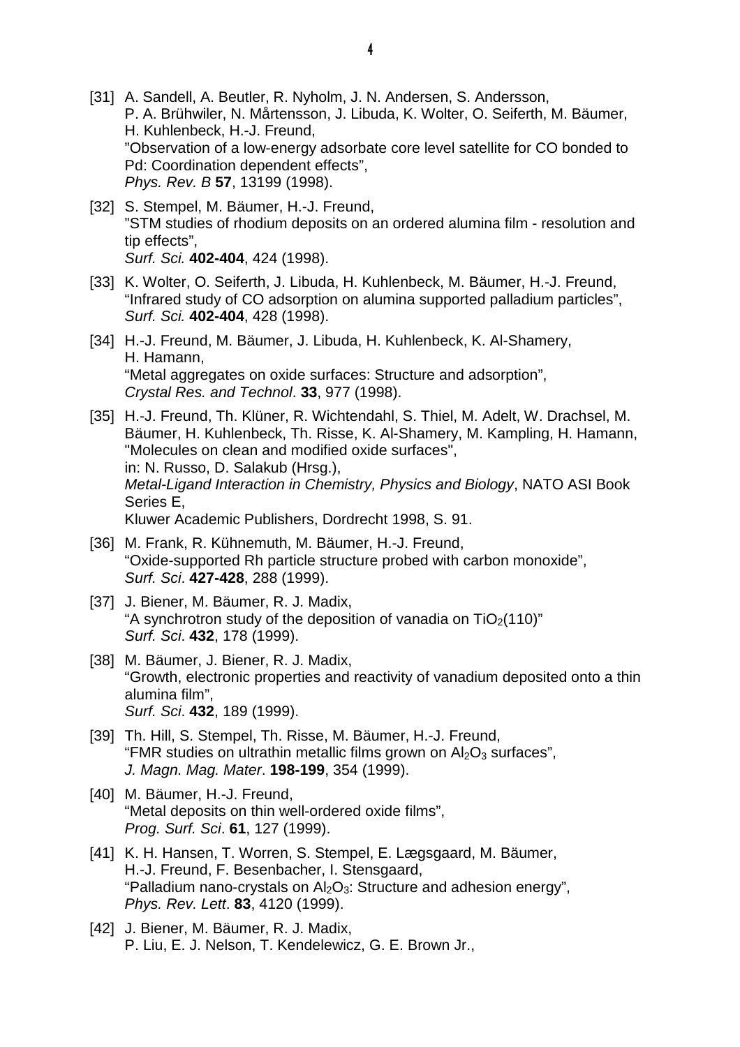[31] A. Sandell, A. Beutler, R. Nyholm, J. N. Andersen, S. Andersson, P. A. Brühwiler, N. Mårtensson, J. Libuda, K. Wolter, O. Seiferth, M. Bäumer, H. Kuhlenbeck, H.-J. Freund,
"Observation of a low-energy adsorbate core level satellite for CO bonded to Pd: Coordination dependent effects",
*Phys. Rev. B* **57**, 13199 (1998).

[32] S. Stempel, M. Bäumer, H.-J. Freund,
"STM studies of rhodium deposits on an ordered alumina film - resolution and tip effects",
*Surf. Sci.* **402-404**, 424 (1998).

[33] K. Wolter, O. Seiferth, J. Libuda, H. Kuhlenbeck, M. Bäumer, H.-J. Freund,
"Infrared study of CO adsorption on alumina supported palladium particles",
*Surf. Sci.* **402-404**, 428 (1998).

[34] H.-J. Freund, M. Bäumer, J. Libuda, H. Kuhlenbeck, K. Al-Shamery, H. Hamann,
"Metal aggregates on oxide surfaces: Structure and adsorption",
*Crystal Res. and Technol*. **33**, 977 (1998).

[35] H.-J. Freund, Th. Klüner, R. Wichtendahl, S. Thiel, M. Adelt, W. Drachsel, M. Bäumer, H. Kuhlenbeck, Th. Risse, K. Al-Shamery, M. Kampling, H. Hamann,
"Molecules on clean and modified oxide surfaces",
in: N. Russo, D. Salakub (Hrsg.),
*Metal-Ligand Interaction in Chemistry, Physics and Biology*, NATO ASI Book Series E,
Kluwer Academic Publishers, Dordrecht 1998, S. 91.

[36] M. Frank, R. Kühnemuth, M. Bäumer, H.-J. Freund,
"Oxide-supported Rh particle structure probed with carbon monoxide",
*Surf. Sci*. **427-428**, 288 (1999).

[37] J. Biener, M. Bäumer, R. J. Madix,
"A synchrotron study of the deposition of vanadia on $TiO_2$(110)"
*Surf. Sci*. **432**, 178 (1999).

[38] M. Bäumer, J. Biener, R. J. Madix,
"Growth, electronic properties and reactivity of vanadium deposited onto a thin alumina film",
*Surf. Sci*. **432**, 189 (1999).

[39] Th. Hill, S. Stempel, Th. Risse, M. Bäumer, H.-J. Freund,
"FMR studies on ultrathin metallic films grown on $Al_2O_3$ surfaces",
*J. Magn. Mag. Mater*. **198-199**, 354 (1999).

[40] M. Bäumer, H.-J. Freund,
"Metal deposits on thin well-ordered oxide films",
*Prog. Surf. Sci*. **61**, 127 (1999).

[41] K. H. Hansen, T. Worren, S. Stempel, E. Lægsgaard, M. Bäumer, H.-J. Freund, F. Besenbacher, I. Stensgaard,
"Palladium nano-crystals on $Al_2O_3$: Structure and adhesion energy",
*Phys. Rev. Lett*. **83**, 4120 (1999).

[42] J. Biener, M. Bäumer, R. J. Madix,
P. Liu, E. J. Nelson, T. Kendelewicz, G. E. Brown Jr.,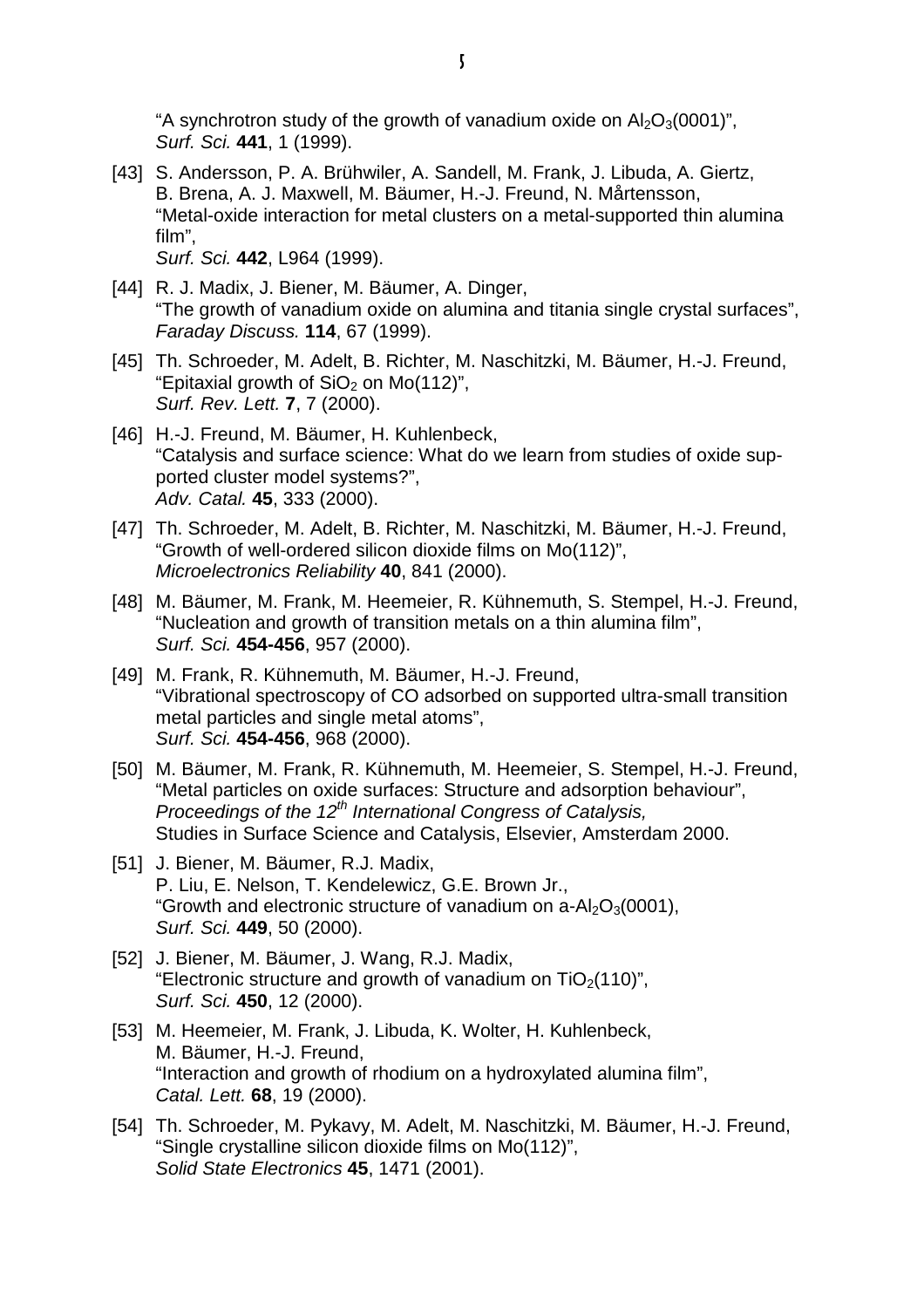"A synchrotron study of the growth of vanadium oxide on $Al_2O_3(0001)$",
*Surf. Sci.* **441**, 1 (1999).

[43] S. Andersson, P. A. Brühwiler, A. Sandell, M. Frank, J. Libuda, A. Giertz, B. Brena, A. J. Maxwell, M. Bäumer, H.-J. Freund, N. Mårtensson,
"Metal-oxide interaction for metal clusters on a metal-supported thin alumina film",
*Surf. Sci.* **442**, L964 (1999).

[44] R. J. Madix, J. Biener, M. Bäumer, A. Dinger,
"The growth of vanadium oxide on alumina and titania single crystal surfaces",
*Faraday Discuss.* **114**, 67 (1999).

[45] Th. Schroeder, M. Adelt, B. Richter, M. Naschitzki, M. Bäumer, H.-J. Freund,
"Epitaxial growth of $SiO_2$ on Mo(112)",
*Surf. Rev. Lett.* **7**, 7 (2000).

[46] H.-J. Freund, M. Bäumer, H. Kuhlenbeck,
"Catalysis and surface science: What do we learn from studies of oxide supported cluster model systems?",
*Adv. Catal.* **45**, 333 (2000).

[47] Th. Schroeder, M. Adelt, B. Richter, M. Naschitzki, M. Bäumer, H.-J. Freund,
"Growth of well-ordered silicon dioxide films on Mo(112)",
*Microelectronics Reliability* **40**, 841 (2000).

[48] M. Bäumer, M. Frank, M. Heemeier, R. Kühnemuth, S. Stempel, H.-J. Freund,
"Nucleation and growth of transition metals on a thin alumina film",
*Surf. Sci.* **454-456**, 957 (2000).

[49] M. Frank, R. Kühnemuth, M. Bäumer, H.-J. Freund,
"Vibrational spectroscopy of CO adsorbed on supported ultra-small transition metal particles and single metal atoms",
*Surf. Sci.* **454-456**, 968 (2000).

[50] M. Bäumer, M. Frank, R. Kühnemuth, M. Heemeier, S. Stempel, H.-J. Freund,
"Metal particles on oxide surfaces: Structure and adsorption behaviour",
*Proceedings of the 12th International Congress of Catalysis,*
Studies in Surface Science and Catalysis, Elsevier, Amsterdam 2000.

[51] J. Biener, M. Bäumer, R.J. Madix,
P. Liu, E. Nelson, T. Kendelewicz, G.E. Brown Jr.,
"Growth and electronic structure of vanadium on a-$Al_2O_3(0001)$,
*Surf. Sci.* **449**, 50 (2000).

[52] J. Biener, M. Bäumer, J. Wang, R.J. Madix,
"Electronic structure and growth of vanadium on $TiO_2(110)$",
*Surf. Sci.* **450**, 12 (2000).

[53] M. Heemeier, M. Frank, J. Libuda, K. Wolter, H. Kuhlenbeck,
M. Bäumer, H.-J. Freund,
"Interaction and growth of rhodium on a hydroxylated alumina film",
*Catal. Lett.* **68**, 19 (2000).

[54] Th. Schroeder, M. Pykavy, M. Adelt, M. Naschitzki, M. Bäumer, H.-J. Freund,
"Single crystalline silicon dioxide films on Mo(112)",
*Solid State Electronics* **45**, 1471 (2001).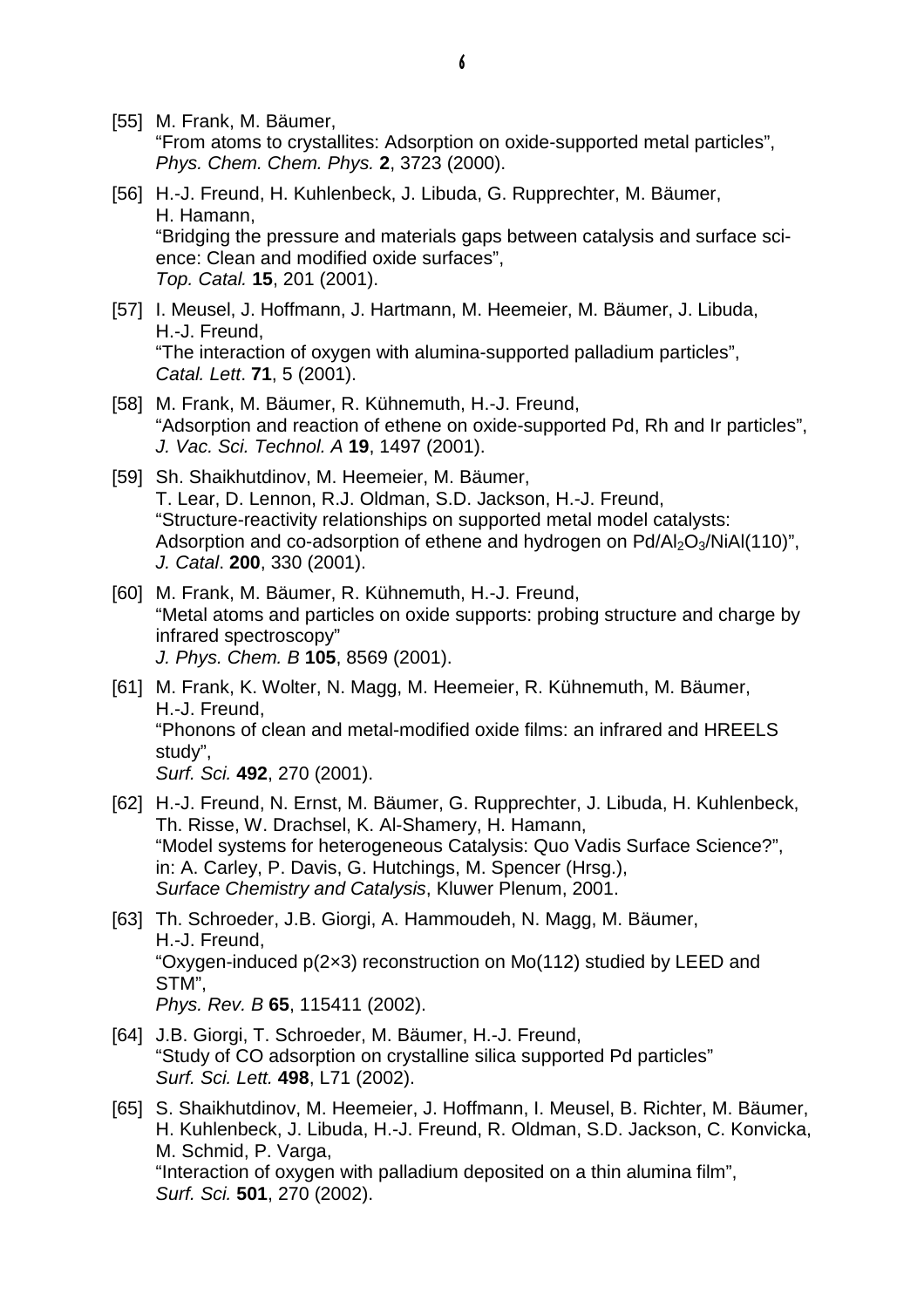[55] M. Frank, M. Bäumer,
"From atoms to crystallites: Adsorption on oxide-supported metal particles",
*Phys. Chem. Chem. Phys.* **2**, 3723 (2000).

[56] H.-J. Freund, H. Kuhlenbeck, J. Libuda, G. Rupprechter, M. Bäumer, H. Hamann,
"Bridging the pressure and materials gaps between catalysis and surface science: Clean and modified oxide surfaces",
*Top. Catal.* **15**, 201 (2001).

[57] I. Meusel, J. Hoffmann, J. Hartmann, M. Heemeier, M. Bäumer, J. Libuda, H.-J. Freund,
"The interaction of oxygen with alumina-supported palladium particles",
*Catal. Lett*. **71**, 5 (2001).

[58] M. Frank, M. Bäumer, R. Kühnemuth, H.-J. Freund,
"Adsorption and reaction of ethene on oxide-supported Pd, Rh and Ir particles",
*J. Vac. Sci. Technol. A* **19**, 1497 (2001).

[59] Sh. Shaikhutdinov, M. Heemeier, M. Bäumer, T. Lear, D. Lennon, R.J. Oldman, S.D. Jackson, H.-J. Freund,
"Structure-reactivity relationships on supported metal model catalysts: Adsorption and co-adsorption of ethene and hydrogen on Pd/$Al_2O_3$/NiAl(110)",
*J. Catal*. **200**, 330 (2001).

[60] M. Frank, M. Bäumer, R. Kühnemuth, H.-J. Freund,
"Metal atoms and particles on oxide supports: probing structure and charge by infrared spectroscopy"
*J. Phys. Chem. B* **105**, 8569 (2001).

[61] M. Frank, K. Wolter, N. Magg, M. Heemeier, R. Kühnemuth, M. Bäumer, H.-J. Freund,
"Phonons of clean and metal-modified oxide films: an infrared and HREELS study",
*Surf. Sci.* **492**, 270 (2001).

[62] H.-J. Freund, N. Ernst, M. Bäumer, G. Rupprechter, J. Libuda, H. Kuhlenbeck, Th. Risse, W. Drachsel, K. Al-Shamery, H. Hamann,
"Model systems for heterogeneous Catalysis: Quo Vadis Surface Science?",
in: A. Carley, P. Davis, G. Hutchings, M. Spencer (Hrsg.),
*Surface Chemistry and Catalysis*, Kluwer Plenum, 2001.

[63] Th. Schroeder, J.B. Giorgi, A. Hammoudeh, N. Magg, M. Bäumer, H.-J. Freund,
"Oxygen-induced p(2×3) reconstruction on Mo(112) studied by LEED and STM",
*Phys. Rev. B* **65**, 115411 (2002).

[64] J.B. Giorgi, T. Schroeder, M. Bäumer, H.-J. Freund,
"Study of CO adsorption on crystalline silica supported Pd particles"
*Surf. Sci. Lett.* **498**, L71 (2002).

[65] S. Shaikhutdinov, M. Heemeier, J. Hoffmann, I. Meusel, B. Richter, M. Bäumer, H. Kuhlenbeck, J. Libuda, H.-J. Freund, R. Oldman, S.D. Jackson, C. Konvicka, M. Schmid, P. Varga,
"Interaction of oxygen with palladium deposited on a thin alumina film",
*Surf. Sci.* **501**, 270 (2002).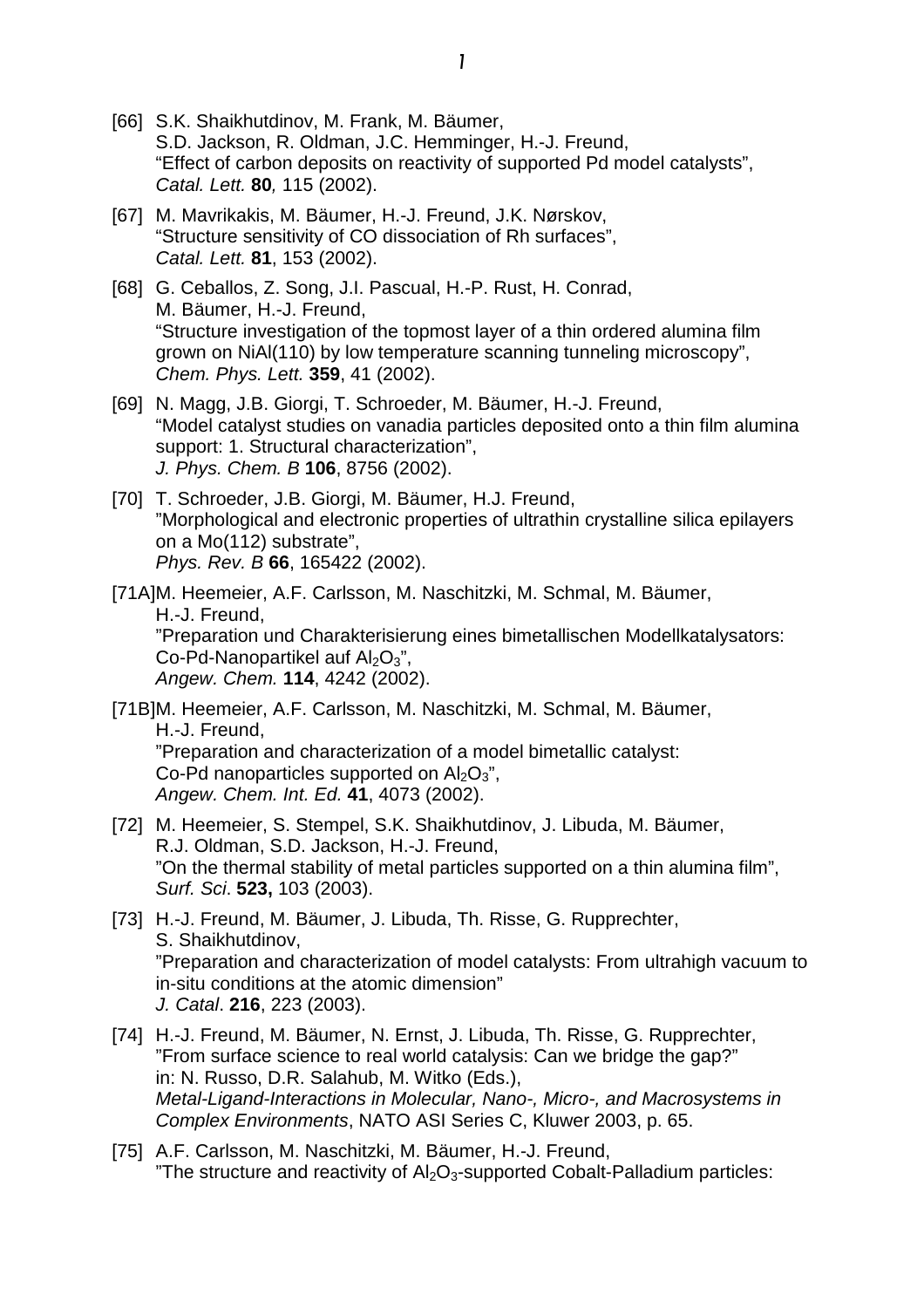[66] S.K. Shaikhutdinov, M. Frank, M. Bäumer,
S.D. Jackson, R. Oldman, J.C. Hemminger, H.-J. Freund,
“Effect of carbon deposits on reactivity of supported Pd model catalysts”,
*Catal. Lett.* **80**, 115 (2002).

[67] M. Mavrikakis, M. Bäumer, H.-J. Freund, J.K. Nørskov,
“Structure sensitivity of CO dissociation of Rh surfaces”,
*Catal. Lett.* **81**, 153 (2002).

[68] G. Ceballos, Z. Song, J.I. Pascual, H.-P. Rust, H. Conrad,
M. Bäumer, H.-J. Freund,
“Structure investigation of the topmost layer of a thin ordered alumina film grown on NiAl(110) by low temperature scanning tunneling microscopy”,
*Chem. Phys. Lett.* **359**, 41 (2002).

[69] N. Magg, J.B. Giorgi, T. Schroeder, M. Bäumer, H.-J. Freund,
“Model catalyst studies on vanadia particles deposited onto a thin film alumina support: 1. Structural characterization”,
*J. Phys. Chem. B* **106**, 8756 (2002).

[70] T. Schroeder, J.B. Giorgi, M. Bäumer, H.J. Freund,
”Morphological and electronic properties of ultrathin crystalline silica epilayers on a Mo(112) substrate”,
*Phys. Rev. B* **66**, 165422 (2002).

[71A] M. Heemeier, A.F. Carlsson, M. Naschitzki, M. Schmal, M. Bäumer,
H.-J. Freund,
”Preparation und Charakterisierung eines bimetallischen Modellkatalysators: Co-Pd-Nanopartikel auf $Al_2O_3$”,
*Angew. Chem.* **114**, 4242 (2002).

[71B] M. Heemeier, A.F. Carlsson, M. Naschitzki, M. Schmal, M. Bäumer,
H.-J. Freund,
”Preparation and characterization of a model bimetallic catalyst: Co-Pd nanoparticles supported on $Al_2O_3$”,
*Angew. Chem. Int. Ed.* **41**, 4073 (2002).

[72] M. Heemeier, S. Stempel, S.K. Shaikhutdinov, J. Libuda, M. Bäumer,
R.J. Oldman, S.D. Jackson, H.-J. Freund,
”On the thermal stability of metal particles supported on a thin alumina film”,
*Surf. Sci*. **523,** 103 (2003).

[73] H.-J. Freund, M. Bäumer, J. Libuda, Th. Risse, G. Rupprechter,
S. Shaikhutdinov,
”Preparation and characterization of model catalysts: From ultrahigh vacuum to in-situ conditions at the atomic dimension”
*J. Catal*. **216**, 223 (2003).

[74] H.-J. Freund, M. Bäumer, N. Ernst, J. Libuda, Th. Risse, G. Rupprechter,
”From surface science to real world catalysis: Can we bridge the gap?”
in: N. Russo, D.R. Salahub, M. Witko (Eds.),
*Metal-Ligand-Interactions in Molecular, Nano-, Micro-, and Macrosystems in Complex Environments*, NATO ASI Series C, Kluwer 2003, p. 65.

[75] A.F. Carlsson, M. Naschitzki, M. Bäumer, H.-J. Freund,
”The structure and reactivity of $Al_2O_3$-supported Cobalt-Palladium particles: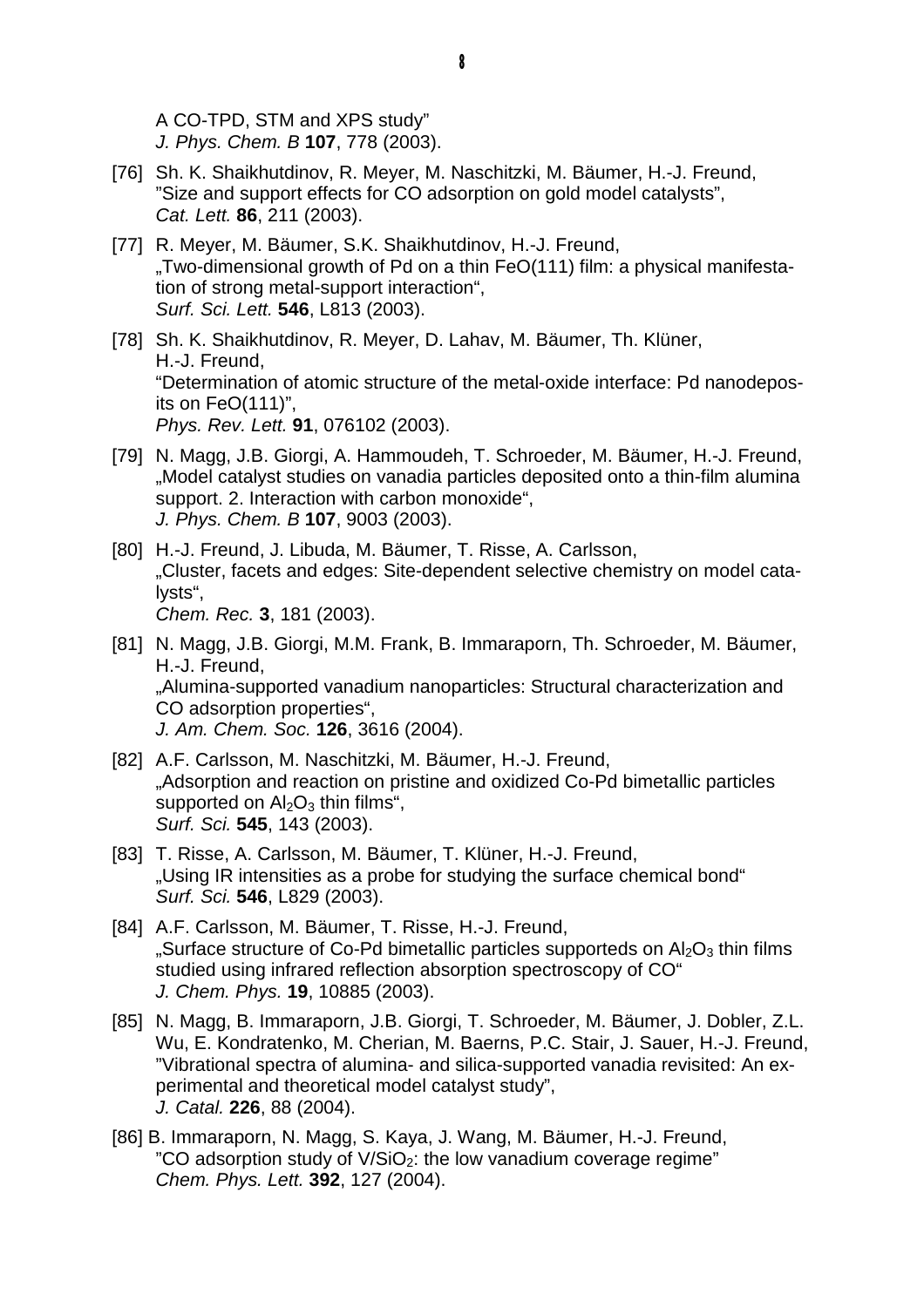A CO-TPD, STM and XPS study"
*J. Phys. Chem. B* **107**, 778 (2003).

[76] Sh. K. Shaikhutdinov, R. Meyer, M. Naschitzki, M. Bäumer, H.-J. Freund, "Size and support effects for CO adsorption on gold model catalysts", *Cat. Lett.* **86**, 211 (2003).

[77] R. Meyer, M. Bäumer, S.K. Shaikhutdinov, H.-J. Freund, „Two-dimensional growth of Pd on a thin FeO(111) film: a physical manifestation of strong metal-support interaction", *Surf. Sci. Lett.* **546**, L813 (2003).

[78] Sh. K. Shaikhutdinov, R. Meyer, D. Lahav, M. Bäumer, Th. Klüner, H.-J. Freund, "Determination of atomic structure of the metal-oxide interface: Pd nanodeposits on FeO(111)", *Phys. Rev. Lett.* **91**, 076102 (2003).

[79] N. Magg, J.B. Giorgi, A. Hammoudeh, T. Schroeder, M. Bäumer, H.-J. Freund, „Model catalyst studies on vanadia particles deposited onto a thin-film alumina support. 2. Interaction with carbon monoxide", *J. Phys. Chem. B* **107**, 9003 (2003).

[80] H.-J. Freund, J. Libuda, M. Bäumer, T. Risse, A. Carlsson, „Cluster, facets and edges: Site-dependent selective chemistry on model catalysts", *Chem. Rec.* **3**, 181 (2003).

[81] N. Magg, J.B. Giorgi, M.M. Frank, B. Immaraporn, Th. Schroeder, M. Bäumer, H.-J. Freund, „Alumina-supported vanadium nanoparticles: Structural characterization and CO adsorption properties", *J. Am. Chem. Soc.* **126**, 3616 (2004).

[82] A.F. Carlsson, M. Naschitzki, M. Bäumer, H.-J. Freund, „Adsorption and reaction on pristine and oxidized Co-Pd bimetallic particles supported on $Al_2O_3$ thin films", *Surf. Sci.* **545**, 143 (2003).

[83] T. Risse, A. Carlsson, M. Bäumer, T. Klüner, H.-J. Freund, „Using IR intensities as a probe for studying the surface chemical bond" *Surf. Sci.* **546**, L829 (2003).

[84] A.F. Carlsson, M. Bäumer, T. Risse, H.-J. Freund, „Surface structure of Co-Pd bimetallic particles supporteds on $Al_2O_3$ thin films studied using infrared reflection absorption spectroscopy of CO" *J. Chem. Phys.* **19**, 10885 (2003).

[85] N. Magg, B. Immaraporn, J.B. Giorgi, T. Schroeder, M. Bäumer, J. Dobler, Z.L. Wu, E. Kondratenko, M. Cherian, M. Baerns, P.C. Stair, J. Sauer, H.-J. Freund, "Vibrational spectra of alumina- and silica-supported vanadia revisited: An experimental and theoretical model catalyst study", *J. Catal.* **226**, 88 (2004).

[86] B. Immaraporn, N. Magg, S. Kaya, J. Wang, M. Bäumer, H.-J. Freund, "CO adsorption study of $V/SiO_2$: the low vanadium coverage regime" *Chem. Phys. Lett.* **392**, 127 (2004).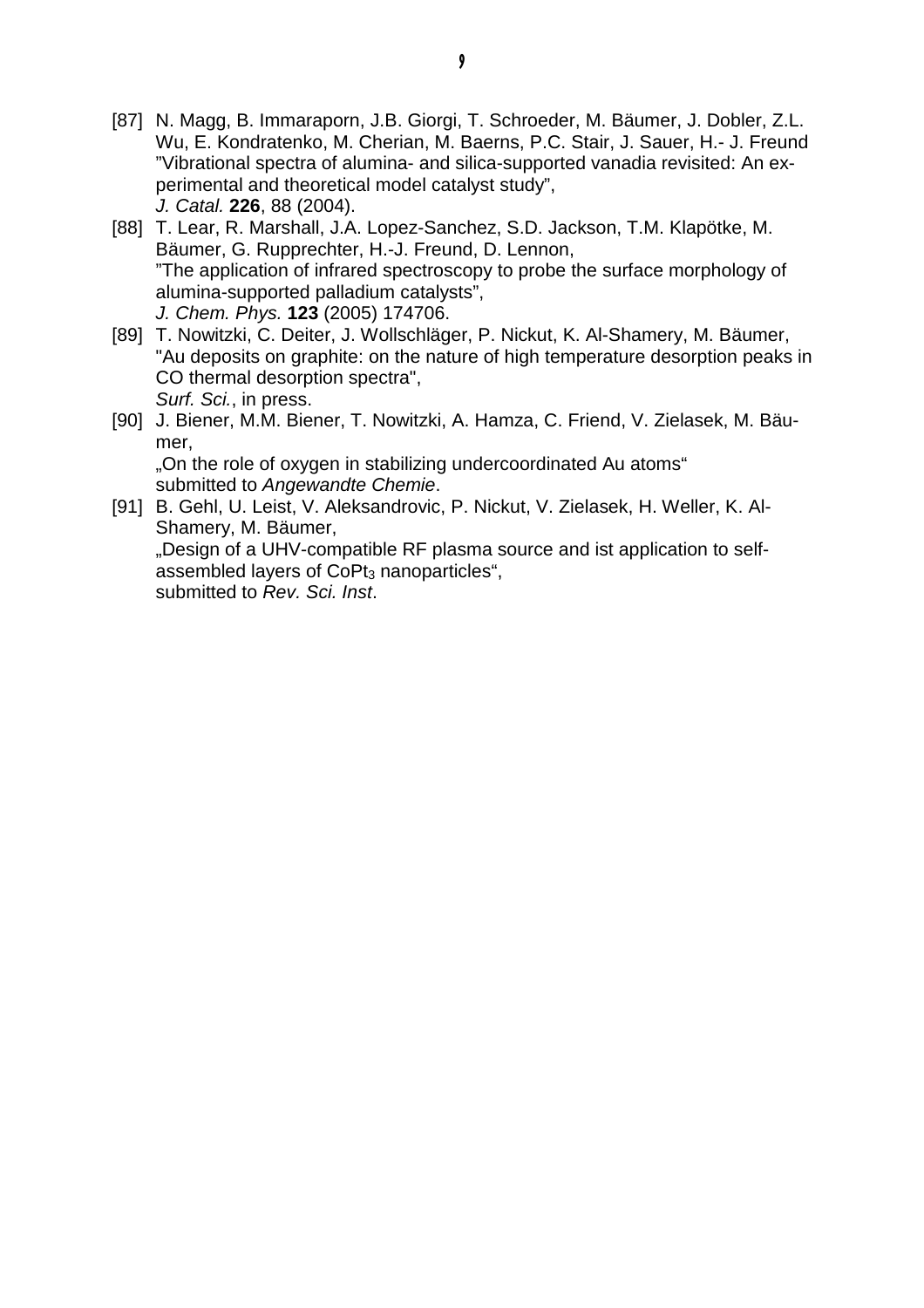[87] N. Magg, B. Immaraporn, J.B. Giorgi, T. Schroeder, M. Bäumer, J. Dobler, Z.L. Wu, E. Kondratenko, M. Cherian, M. Baerns, P.C. Stair, J. Sauer, H.- J. Freund "Vibrational spectra of alumina- and silica-supported vanadia revisited: An experimental and theoretical model catalyst study",
*J. Catal.* **226**, 88 (2004).

[88] T. Lear, R. Marshall, J.A. Lopez-Sanchez, S.D. Jackson, T.M. Klapötke, M. Bäumer, G. Rupprechter, H.-J. Freund, D. Lennon,
"The application of infrared spectroscopy to probe the surface morphology of alumina-supported palladium catalysts",
*J. Chem. Phys.* **123** (2005) 174706.

[89] T. Nowitzki, C. Deiter, J. Wollschläger, P. Nickut, K. Al-Shamery, M. Bäumer, "Au deposits on graphite: on the nature of high temperature desorption peaks in CO thermal desorption spectra",
*Surf. Sci.*, in press.

[90] J. Biener, M.M. Biener, T. Nowitzki, A. Hamza, C. Friend, V. Zielasek, M. Bäumer,
„On the role of oxygen in stabilizing undercoordinated Au atoms"
submitted to *Angewandte Chemie*.

[91] B. Gehl, U. Leist, V. Aleksandrovic, P. Nickut, V. Zielasek, H. Weller, K. Al-Shamery, M. Bäumer,
„Design of a UHV-compatible RF plasma source and ist application to self-assembled layers of $CoPt_3$ nanoparticles",
submitted to *Rev. Sci. Inst*.